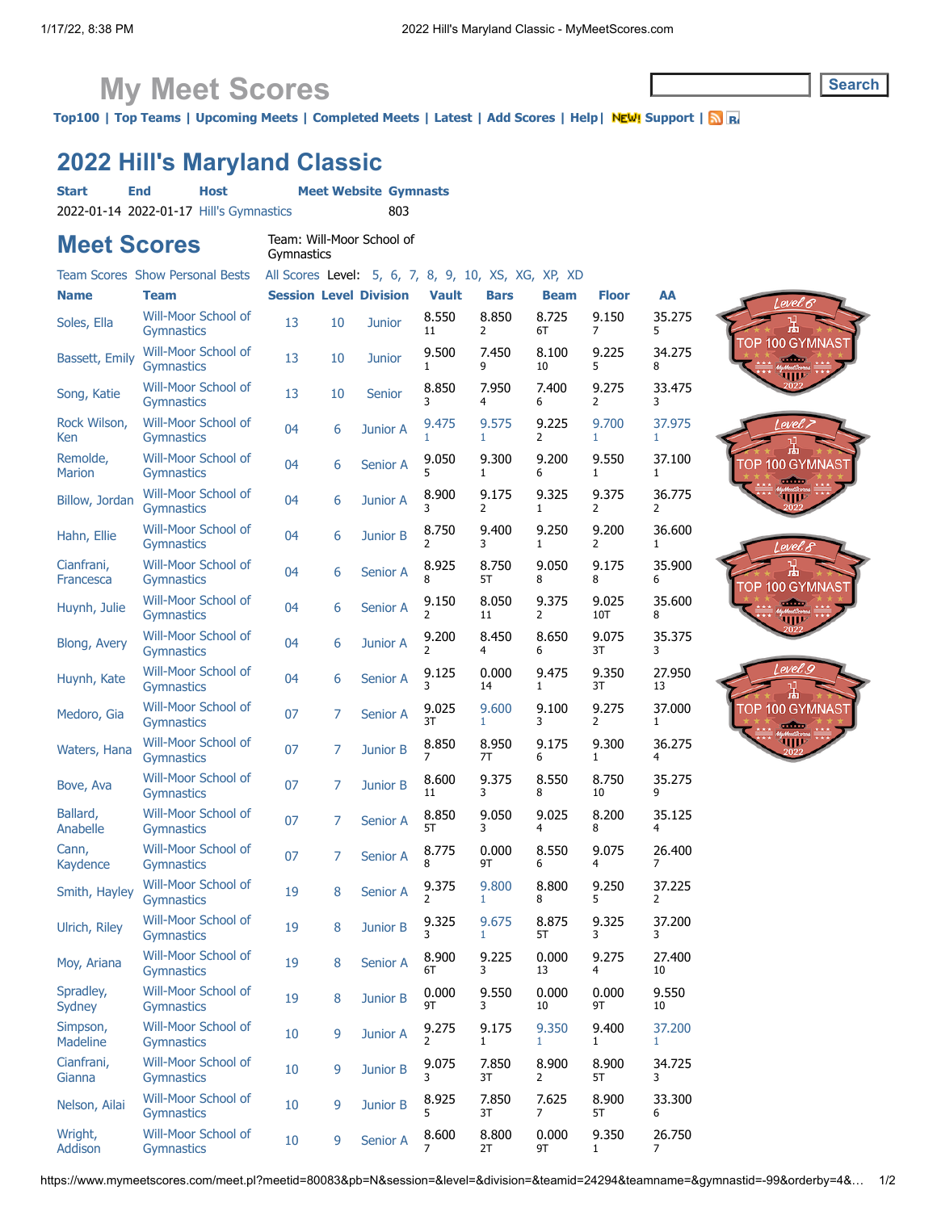My Meet Scores

Top100 | Top Teams | Upcoming Meets | Completed Meets | Latest | Add Scores | Help | NEW! Support |

# 2022 Hill's Maryland Classic

| Start | End | Host | Meet Website | Gymnasts |
|---|---|---|---|---|
| 2022-01-14 | 2022-01-17 | Hill's Gymnastics | | 803 |

## Meet Scores

Team: Will-Moor School of Gymnastics

Team Scores Show Personal Bests All Scores Level: 5, 6, 7, 8, 9, 10, XS, XG, XP, XD

| Name | Team | Session | Level | Division | Vault | Bars | Beam | Floor | AA |
|---|---|---|---|---|---|---|---|---|---|
| Soles, Ella | Will-Moor School of Gymnastics | 13 | 10 | Junior | 8.550 11 | 8.850 2 | 8.725 6T | 9.150 7 | 35.275 5 |
| Bassett, Emily | Will-Moor School of Gymnastics | 13 | 10 | Junior | 9.500 1 | 7.450 9 | 8.100 10 | 9.225 5 | 34.275 8 |
| Song, Katie | Will-Moor School of Gymnastics | 13 | 10 | Senior | 8.850 3 | 7.950 4 | 7.400 6 | 9.275 2 | 33.475 3 |
| Rock Wilson, Ken | Will-Moor School of Gymnastics | 04 | 6 | Junior A | 9.475 1 | 9.575 1 | 9.225 2 | 9.700 1 | 37.975 1 |
| Remolde, Marion | Will-Moor School of Gymnastics | 04 | 6 | Senior A | 9.050 5 | 9.300 1 | 9.200 6 | 9.550 1 | 37.100 1 |
| Billow, Jordan | Will-Moor School of Gymnastics | 04 | 6 | Junior A | 8.900 3 | 9.175 2 | 9.325 1 | 9.375 2 | 36.775 2 |
| Hahn, Ellie | Will-Moor School of Gymnastics | 04 | 6 | Junior B | 8.750 2 | 9.400 3 | 9.250 1 | 9.200 2 | 36.600 1 |
| Cianfrani, Francesca | Will-Moor School of Gymnastics | 04 | 6 | Senior A | 8.925 8 | 8.750 5T | 9.050 8 | 9.175 8 | 35.900 6 |
| Huynh, Julie | Will-Moor School of Gymnastics | 04 | 6 | Senior A | 9.150 2 | 8.050 11 | 9.375 2 | 9.025 10T | 35.600 8 |
| Blong, Avery | Will-Moor School of Gymnastics | 04 | 6 | Junior A | 9.200 2 | 8.450 4 | 8.650 6 | 9.075 3T | 35.375 3 |
| Huynh, Kate | Will-Moor School of Gymnastics | 04 | 6 | Senior A | 9.125 3 | 0.000 14 | 9.475 1 | 9.350 3T | 27.950 13 |
| Medoro, Gia | Will-Moor School of Gymnastics | 07 | 7 | Senior A | 9.025 3T | 9.600 1 | 9.100 3 | 9.275 2 | 37.000 1 |
| Waters, Hana | Will-Moor School of Gymnastics | 07 | 7 | Junior B | 8.850 7 | 8.950 7T | 9.175 6 | 9.300 1 | 36.275 4 |
| Bove, Ava | Will-Moor School of Gymnastics | 07 | 7 | Junior B | 8.600 11 | 9.375 3 | 8.550 8 | 8.750 10 | 35.275 9 |
| Ballard, Anabelle | Will-Moor School of Gymnastics | 07 | 7 | Senior A | 8.850 5T | 9.050 3 | 9.025 4 | 8.200 8 | 35.125 4 |
| Cann, Kaydence | Will-Moor School of Gymnastics | 07 | 7 | Senior A | 8.775 8 | 0.000 9T | 8.550 6 | 9.075 4 | 26.400 7 |
| Smith, Hayley | Will-Moor School of Gymnastics | 19 | 8 | Senior A | 9.375 2 | 9.800 1 | 8.800 8 | 9.250 5 | 37.225 2 |
| Ulrich, Riley | Will-Moor School of Gymnastics | 19 | 8 | Junior B | 9.325 3 | 9.675 1 | 8.875 5T | 9.325 3 | 37.200 3 |
| Moy, Ariana | Will-Moor School of Gymnastics | 19 | 8 | Senior A | 8.900 6T | 9.225 3 | 0.000 13 | 9.275 4 | 27.400 10 |
| Spradley, Sydney | Will-Moor School of Gymnastics | 19 | 8 | Junior B | 0.000 9T | 9.550 3 | 0.000 10 | 0.000 9T | 9.550 10 |
| Simpson, Madeline | Will-Moor School of Gymnastics | 10 | 9 | Junior A | 9.275 2 | 9.175 1 | 9.350 1 | 9.400 1 | 37.200 1 |
| Cianfrani, Gianna | Will-Moor School of Gymnastics | 10 | 9 | Junior B | 9.075 3 | 7.850 3T | 8.900 2 | 8.900 5T | 34.725 3 |
| Nelson, Ailai | Will-Moor School of Gymnastics | 10 | 9 | Junior B | 8.925 5 | 7.850 3T | 7.625 7 | 8.900 5T | 33.300 6 |
| Wright, Addison | Will-Moor School of Gymnastics | 10 | 9 | Senior A | 8.600 7 | 8.800 2T | 0.000 9T | 9.350 1 | 26.750 7 |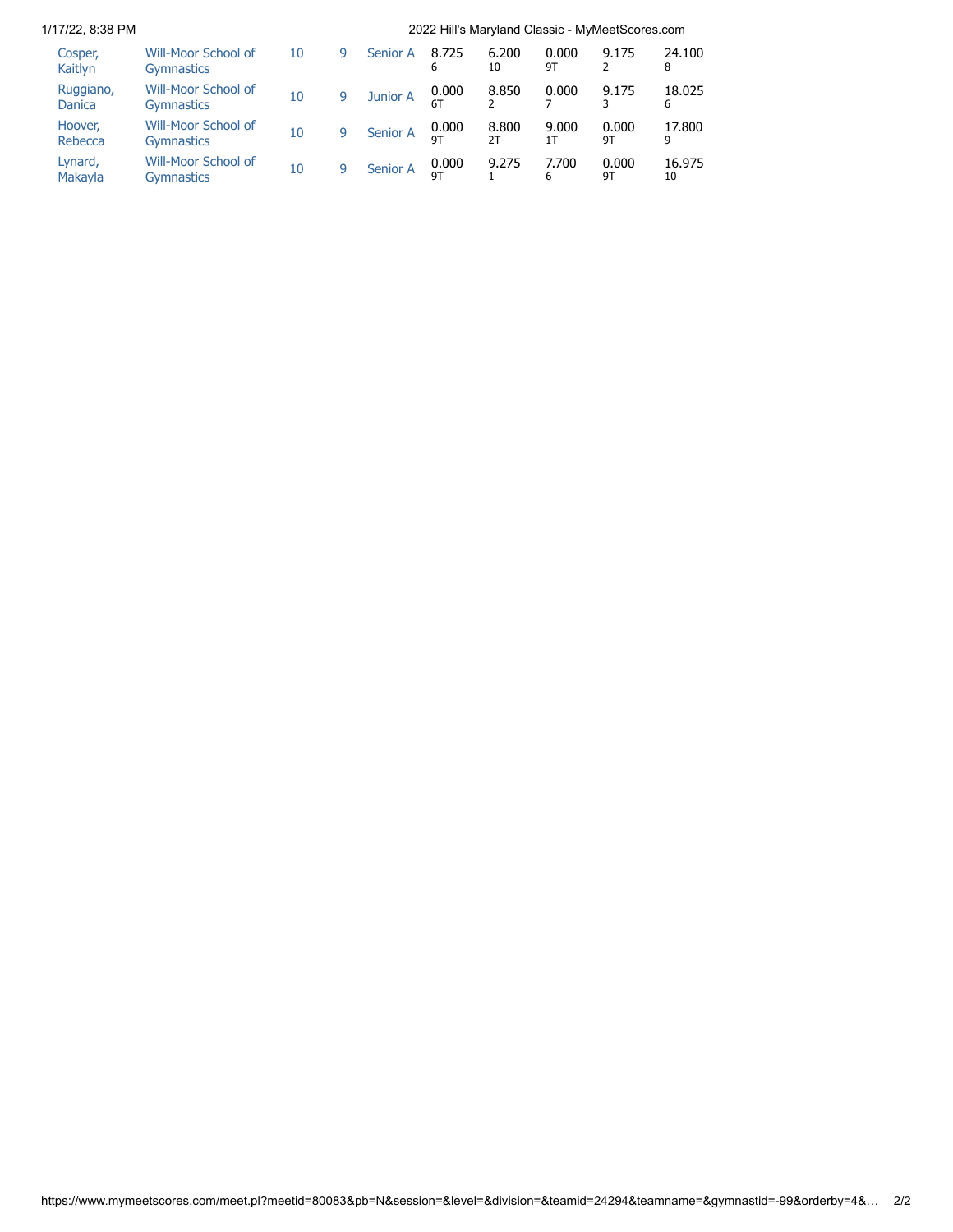| | | | | | | | | | |
|---|---|---|---|---|---|---|---|---|---|
| Cosper, Kaitlyn | Will-Moor School of Gymnastics | 10 | 9 | Senior A | 8.725 6 | 6.200 10 | 0.000 9T | 9.175 2 | 24.100 8 |
| Ruggiano, Danica | Will-Moor School of Gymnastics | 10 | 9 | Junior A | 0.000 6T | 8.850 2 | 0.000 7 | 9.175 3 | 18.025 6 |
| Hoover, Rebecca | Will-Moor School of Gymnastics | 10 | 9 | Senior A | 0.000 9T | 8.800 2T | 9.000 1T | 0.000 9T | 17.800 9 |
| Lynard, Makayla | Will-Moor School of Gymnastics | 10 | 9 | Senior A | 0.000 9T | 9.275 1 | 7.700 6 | 0.000 9T | 16.975 10 |